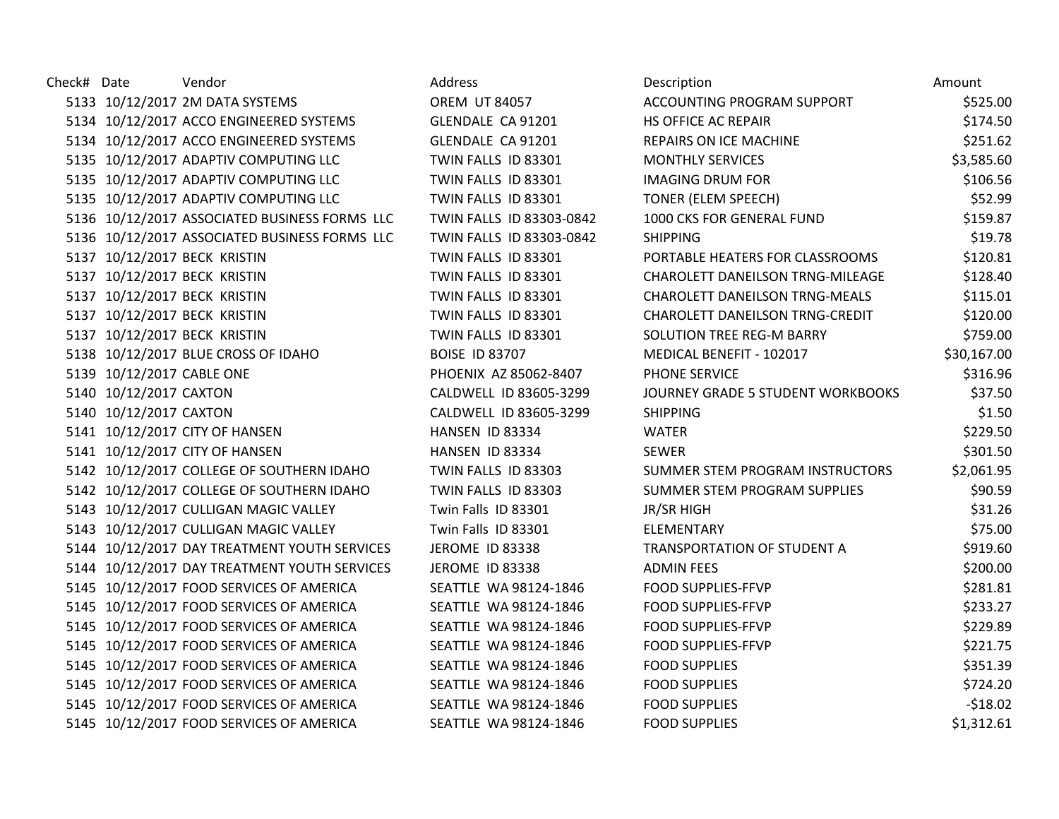| Check# | Date | Vendor | Address | Description | Amount |
|---|---|---|---|---|---|
| 5133 | 10/12/2017 | 2M DATA SYSTEMS | OREM UT 84057 | ACCOUNTING PROGRAM SUPPORT | $525.00 |
| 5134 | 10/12/2017 | ACCO ENGINEERED SYSTEMS | GLENDALE CA 91201 | HS OFFICE AC REPAIR | $174.50 |
| 5134 | 10/12/2017 | ACCO ENGINEERED SYSTEMS | GLENDALE CA 91201 | REPAIRS ON ICE MACHINE | $251.62 |
| 5135 | 10/12/2017 | ADAPTIV COMPUTING LLC | TWIN FALLS ID 83301 | MONTHLY SERVICES | $3,585.60 |
| 5135 | 10/12/2017 | ADAPTIV COMPUTING LLC | TWIN FALLS ID 83301 | IMAGING DRUM FOR | $106.56 |
| 5135 | 10/12/2017 | ADAPTIV COMPUTING LLC | TWIN FALLS ID 83301 | TONER (ELEM SPEECH) | $52.99 |
| 5136 | 10/12/2017 | ASSOCIATED BUSINESS FORMS LLC | TWIN FALLS ID 83303-0842 | 1000 CKS FOR GENERAL FUND | $159.87 |
| 5136 | 10/12/2017 | ASSOCIATED BUSINESS FORMS LLC | TWIN FALLS ID 83303-0842 | SHIPPING | $19.78 |
| 5137 | 10/12/2017 | BECK KRISTIN | TWIN FALLS ID 83301 | PORTABLE HEATERS FOR CLASSROOMS | $120.81 |
| 5137 | 10/12/2017 | BECK KRISTIN | TWIN FALLS ID 83301 | CHAROLETT DANEILSON TRNG-MILEAGE | $128.40 |
| 5137 | 10/12/2017 | BECK KRISTIN | TWIN FALLS ID 83301 | CHAROLETT DANEILSON TRNG-MEALS | $115.01 |
| 5137 | 10/12/2017 | BECK KRISTIN | TWIN FALLS ID 83301 | CHAROLETT DANEILSON TRNG-CREDIT | $120.00 |
| 5137 | 10/12/2017 | BECK KRISTIN | TWIN FALLS ID 83301 | SOLUTION TREE REG-M BARRY | $759.00 |
| 5138 | 10/12/2017 | BLUE CROSS OF IDAHO | BOISE ID 83707 | MEDICAL BENEFIT - 102017 | $30,167.00 |
| 5139 | 10/12/2017 | CABLE ONE | PHOENIX AZ 85062-8407 | PHONE SERVICE | $316.96 |
| 5140 | 10/12/2017 | CAXTON | CALDWELL ID 83605-3299 | JOURNEY GRADE 5 STUDENT WORKBOOKS | $37.50 |
| 5140 | 10/12/2017 | CAXTON | CALDWELL ID 83605-3299 | SHIPPING | $1.50 |
| 5141 | 10/12/2017 | CITY OF HANSEN | HANSEN ID 83334 | WATER | $229.50 |
| 5141 | 10/12/2017 | CITY OF HANSEN | HANSEN ID 83334 | SEWER | $301.50 |
| 5142 | 10/12/2017 | COLLEGE OF SOUTHERN IDAHO | TWIN FALLS ID 83303 | SUMMER STEM PROGRAM INSTRUCTORS | $2,061.95 |
| 5142 | 10/12/2017 | COLLEGE OF SOUTHERN IDAHO | TWIN FALLS ID 83303 | SUMMER STEM PROGRAM SUPPLIES | $90.59 |
| 5143 | 10/12/2017 | CULLIGAN MAGIC VALLEY | Twin Falls ID 83301 | JR/SR HIGH | $31.26 |
| 5143 | 10/12/2017 | CULLIGAN MAGIC VALLEY | Twin Falls ID 83301 | ELEMENTARY | $75.00 |
| 5144 | 10/12/2017 | DAY TREATMENT YOUTH SERVICES | JEROME ID 83338 | TRANSPORTATION OF STUDENT A | $919.60 |
| 5144 | 10/12/2017 | DAY TREATMENT YOUTH SERVICES | JEROME ID 83338 | ADMIN FEES | $200.00 |
| 5145 | 10/12/2017 | FOOD SERVICES OF AMERICA | SEATTLE WA 98124-1846 | FOOD SUPPLIES-FFVP | $281.81 |
| 5145 | 10/12/2017 | FOOD SERVICES OF AMERICA | SEATTLE WA 98124-1846 | FOOD SUPPLIES-FFVP | $233.27 |
| 5145 | 10/12/2017 | FOOD SERVICES OF AMERICA | SEATTLE WA 98124-1846 | FOOD SUPPLIES-FFVP | $229.89 |
| 5145 | 10/12/2017 | FOOD SERVICES OF AMERICA | SEATTLE WA 98124-1846 | FOOD SUPPLIES-FFVP | $221.75 |
| 5145 | 10/12/2017 | FOOD SERVICES OF AMERICA | SEATTLE WA 98124-1846 | FOOD SUPPLIES | $351.39 |
| 5145 | 10/12/2017 | FOOD SERVICES OF AMERICA | SEATTLE WA 98124-1846 | FOOD SUPPLIES | $724.20 |
| 5145 | 10/12/2017 | FOOD SERVICES OF AMERICA | SEATTLE WA 98124-1846 | FOOD SUPPLIES | -$18.02 |
| 5145 | 10/12/2017 | FOOD SERVICES OF AMERICA | SEATTLE WA 98124-1846 | FOOD SUPPLIES | $1,312.61 |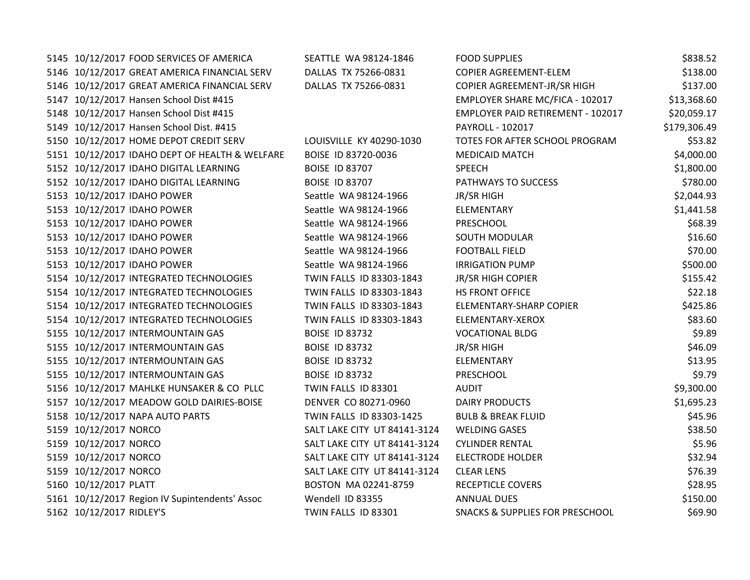| | | | | | |
|---|---|---|---|---|---|
| 5145 | 10/12/2017 | FOOD SERVICES OF AMERICA | SEATTLE WA 98124-1846 | FOOD SUPPLIES | $838.52 |
| 5146 | 10/12/2017 | GREAT AMERICA FINANCIAL SERV | DALLAS TX 75266-0831 | COPIER AGREEMENT-ELEM | $138.00 |
| 5146 | 10/12/2017 | GREAT AMERICA FINANCIAL SERV | DALLAS TX 75266-0831 | COPIER AGREEMENT-JR/SR HIGH | $137.00 |
| 5147 | 10/12/2017 | Hansen School Dist #415 | | EMPLOYER SHARE MC/FICA - 102017 | $13,368.60 |
| 5148 | 10/12/2017 | Hansen School Dist #415 | | EMPLOYER PAID RETIREMENT - 102017 | $20,059.17 |
| 5149 | 10/12/2017 | Hansen School Dist. #415 | | PAYROLL - 102017 | $179,306.49 |
| 5150 | 10/12/2017 | HOME DEPOT CREDIT SERV | LOUISVILLE KY 40290-1030 | TOTES FOR AFTER SCHOOL PROGRAM | $53.82 |
| 5151 | 10/12/2017 | IDAHO DEPT OF HEALTH & WELFARE | BOISE ID 83720-0036 | MEDICAID MATCH | $4,000.00 |
| 5152 | 10/12/2017 | IDAHO DIGITAL LEARNING | BOISE ID 83707 | SPEECH | $1,800.00 |
| 5152 | 10/12/2017 | IDAHO DIGITAL LEARNING | BOISE ID 83707 | PATHWAYS TO SUCCESS | $780.00 |
| 5153 | 10/12/2017 | IDAHO POWER | Seattle WA 98124-1966 | JR/SR HIGH | $2,044.93 |
| 5153 | 10/12/2017 | IDAHO POWER | Seattle WA 98124-1966 | ELEMENTARY | $1,441.58 |
| 5153 | 10/12/2017 | IDAHO POWER | Seattle WA 98124-1966 | PRESCHOOL | $68.39 |
| 5153 | 10/12/2017 | IDAHO POWER | Seattle WA 98124-1966 | SOUTH MODULAR | $16.60 |
| 5153 | 10/12/2017 | IDAHO POWER | Seattle WA 98124-1966 | FOOTBALL FIELD | $70.00 |
| 5153 | 10/12/2017 | IDAHO POWER | Seattle WA 98124-1966 | IRRIGATION PUMP | $500.00 |
| 5154 | 10/12/2017 | INTEGRATED TECHNOLOGIES | TWIN FALLS ID 83303-1843 | JR/SR HIGH COPIER | $155.42 |
| 5154 | 10/12/2017 | INTEGRATED TECHNOLOGIES | TWIN FALLS ID 83303-1843 | HS FRONT OFFICE | $22.18 |
| 5154 | 10/12/2017 | INTEGRATED TECHNOLOGIES | TWIN FALLS ID 83303-1843 | ELEMENTARY-SHARP COPIER | $425.86 |
| 5154 | 10/12/2017 | INTEGRATED TECHNOLOGIES | TWIN FALLS ID 83303-1843 | ELEMENTARY-XEROX | $83.60 |
| 5155 | 10/12/2017 | INTERMOUNTAIN GAS | BOISE ID 83732 | VOCATIONAL BLDG | $9.89 |
| 5155 | 10/12/2017 | INTERMOUNTAIN GAS | BOISE ID 83732 | JR/SR HIGH | $46.09 |
| 5155 | 10/12/2017 | INTERMOUNTAIN GAS | BOISE ID 83732 | ELEMENTARY | $13.95 |
| 5155 | 10/12/2017 | INTERMOUNTAIN GAS | BOISE ID 83732 | PRESCHOOL | $9.79 |
| 5156 | 10/12/2017 | MAHLKE HUNSAKER & CO PLLC | TWIN FALLS ID 83301 | AUDIT | $9,300.00 |
| 5157 | 10/12/2017 | MEADOW GOLD DAIRIES-BOISE | DENVER CO 80271-0960 | DAIRY PRODUCTS | $1,695.23 |
| 5158 | 10/12/2017 | NAPA AUTO PARTS | TWIN FALLS ID 83303-1425 | BULB & BREAK FLUID | $45.96 |
| 5159 | 10/12/2017 | NORCO | SALT LAKE CITY UT 84141-3124 | WELDING GASES | $38.50 |
| 5159 | 10/12/2017 | NORCO | SALT LAKE CITY UT 84141-3124 | CYLINDER RENTAL | $5.96 |
| 5159 | 10/12/2017 | NORCO | SALT LAKE CITY UT 84141-3124 | ELECTRODE HOLDER | $32.94 |
| 5159 | 10/12/2017 | NORCO | SALT LAKE CITY UT 84141-3124 | CLEAR LENS | $76.39 |
| 5160 | 10/12/2017 | PLATT | BOSTON MA 02241-8759 | RECEPTICLE COVERS | $28.95 |
| 5161 | 10/12/2017 | Region IV Supintendents' Assoc | Wendell ID 83355 | ANNUAL DUES | $150.00 |
| 5162 | 10/12/2017 | RIDLEY'S | TWIN FALLS ID 83301 | SNACKS & SUPPLIES FOR PRESCHOOL | $69.90 |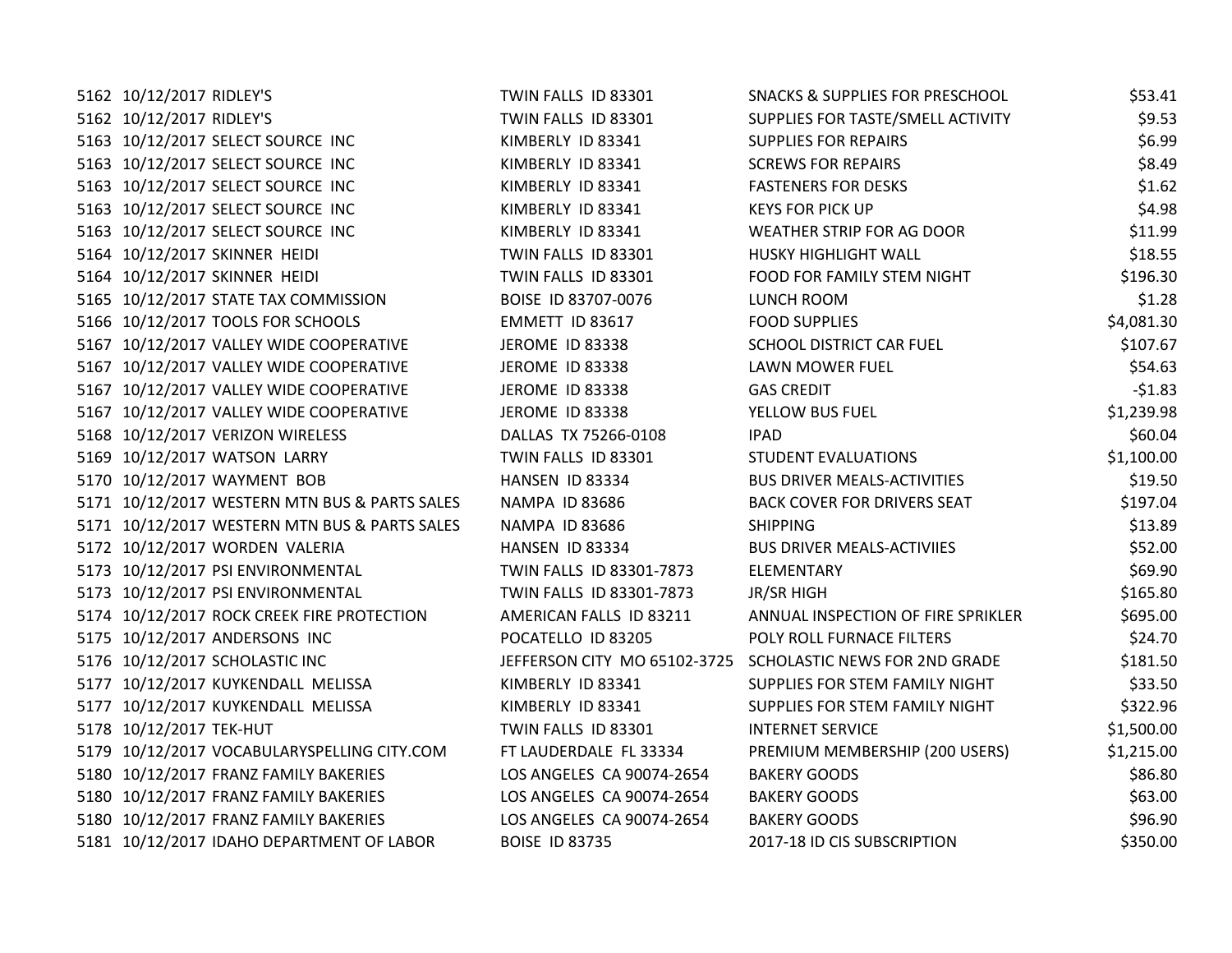| | | | | | |
|---|---|---|---|---|---|
| 5162 | 10/12/2017 | RIDLEY'S | TWIN FALLS ID 83301 | SNACKS & SUPPLIES FOR PRESCHOOL | $53.41 |
| 5162 | 10/12/2017 | RIDLEY'S | TWIN FALLS ID 83301 | SUPPLIES FOR TASTE/SMELL ACTIVITY | $9.53 |
| 5163 | 10/12/2017 | SELECT SOURCE INC | KIMBERLY ID 83341 | SUPPLIES FOR REPAIRS | $6.99 |
| 5163 | 10/12/2017 | SELECT SOURCE INC | KIMBERLY ID 83341 | SCREWS FOR REPAIRS | $8.49 |
| 5163 | 10/12/2017 | SELECT SOURCE INC | KIMBERLY ID 83341 | FASTENERS FOR DESKS | $1.62 |
| 5163 | 10/12/2017 | SELECT SOURCE INC | KIMBERLY ID 83341 | KEYS FOR PICK UP | $4.98 |
| 5163 | 10/12/2017 | SELECT SOURCE INC | KIMBERLY ID 83341 | WEATHER STRIP FOR AG DOOR | $11.99 |
| 5164 | 10/12/2017 | SKINNER HEIDI | TWIN FALLS ID 83301 | HUSKY HIGHLIGHT WALL | $18.55 |
| 5164 | 10/12/2017 | SKINNER HEIDI | TWIN FALLS ID 83301 | FOOD FOR FAMILY STEM NIGHT | $196.30 |
| 5165 | 10/12/2017 | STATE TAX COMMISSION | BOISE ID 83707-0076 | LUNCH ROOM | $1.28 |
| 5166 | 10/12/2017 | TOOLS FOR SCHOOLS | EMMETT ID 83617 | FOOD SUPPLIES | $4,081.30 |
| 5167 | 10/12/2017 | VALLEY WIDE COOPERATIVE | JEROME ID 83338 | SCHOOL DISTRICT CAR FUEL | $107.67 |
| 5167 | 10/12/2017 | VALLEY WIDE COOPERATIVE | JEROME ID 83338 | LAWN MOWER FUEL | $54.63 |
| 5167 | 10/12/2017 | VALLEY WIDE COOPERATIVE | JEROME ID 83338 | GAS CREDIT | -$1.83 |
| 5167 | 10/12/2017 | VALLEY WIDE COOPERATIVE | JEROME ID 83338 | YELLOW BUS FUEL | $1,239.98 |
| 5168 | 10/12/2017 | VERIZON WIRELESS | DALLAS TX 75266-0108 | IPAD | $60.04 |
| 5169 | 10/12/2017 | WATSON LARRY | TWIN FALLS ID 83301 | STUDENT EVALUATIONS | $1,100.00 |
| 5170 | 10/12/2017 | WAYMENT BOB | HANSEN ID 83334 | BUS DRIVER MEALS-ACTIVITIES | $19.50 |
| 5171 | 10/12/2017 | WESTERN MTN BUS & PARTS SALES | NAMPA ID 83686 | BACK COVER FOR DRIVERS SEAT | $197.04 |
| 5171 | 10/12/2017 | WESTERN MTN BUS & PARTS SALES | NAMPA ID 83686 | SHIPPING | $13.89 |
| 5172 | 10/12/2017 | WORDEN VALERIA | HANSEN ID 83334 | BUS DRIVER MEALS-ACTIVIIES | $52.00 |
| 5173 | 10/12/2017 | PSI ENVIRONMENTAL | TWIN FALLS ID 83301-7873 | ELEMENTARY | $69.90 |
| 5173 | 10/12/2017 | PSI ENVIRONMENTAL | TWIN FALLS ID 83301-7873 | JR/SR HIGH | $165.80 |
| 5174 | 10/12/2017 | ROCK CREEK FIRE PROTECTION | AMERICAN FALLS ID 83211 | ANNUAL INSPECTION OF FIRE SPRIKLER | $695.00 |
| 5175 | 10/12/2017 | ANDERSONS INC | POCATELLO ID 83205 | POLY ROLL FURNACE FILTERS | $24.70 |
| 5176 | 10/12/2017 | SCHOLASTIC INC | JEFFERSON CITY MO 65102-3725 | SCHOLASTIC NEWS FOR 2ND GRADE | $181.50 |
| 5177 | 10/12/2017 | KUYKENDALL MELISSA | KIMBERLY ID 83341 | SUPPLIES FOR STEM FAMILY NIGHT | $33.50 |
| 5177 | 10/12/2017 | KUYKENDALL MELISSA | KIMBERLY ID 83341 | SUPPLIES FOR STEM FAMILY NIGHT | $322.96 |
| 5178 | 10/12/2017 | TEK-HUT | TWIN FALLS ID 83301 | INTERNET SERVICE | $1,500.00 |
| 5179 | 10/12/2017 | VOCABULARYSPELLING CITY.COM | FT LAUDERDALE FL 33334 | PREMIUM MEMBERSHIP (200 USERS) | $1,215.00 |
| 5180 | 10/12/2017 | FRANZ FAMILY BAKERIES | LOS ANGELES CA 90074-2654 | BAKERY GOODS | $86.80 |
| 5180 | 10/12/2017 | FRANZ FAMILY BAKERIES | LOS ANGELES CA 90074-2654 | BAKERY GOODS | $63.00 |
| 5180 | 10/12/2017 | FRANZ FAMILY BAKERIES | LOS ANGELES CA 90074-2654 | BAKERY GOODS | $96.90 |
| 5181 | 10/12/2017 | IDAHO DEPARTMENT OF LABOR | BOISE ID 83735 | 2017-18 ID CIS SUBSCRIPTION | $350.00 |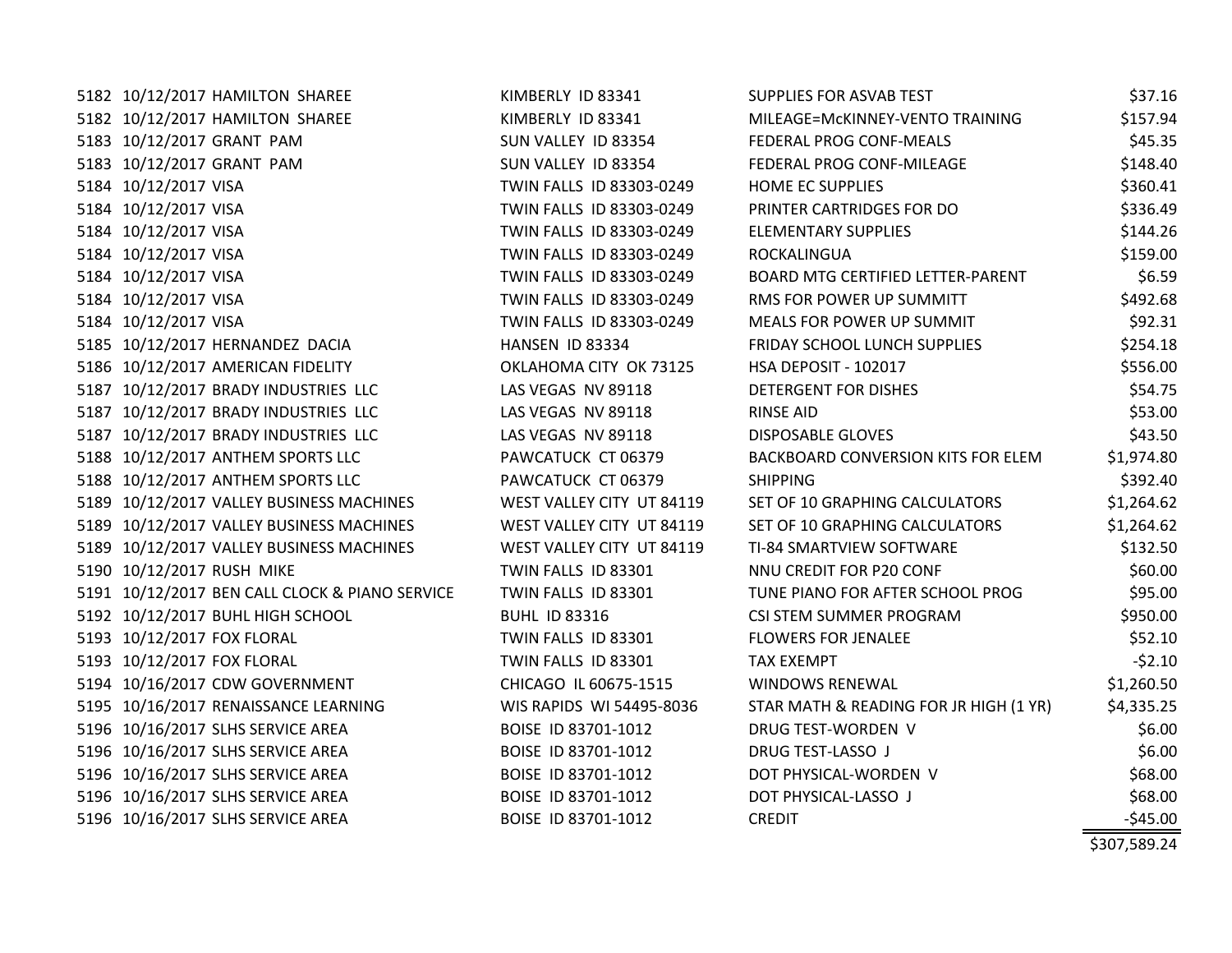| | | | | | |
|---|---|---|---|---|---|
| 5182 | 10/12/2017 | HAMILTON SHAREE | KIMBERLY ID 83341 | SUPPLIES FOR ASVAB TEST | $37.16 |
| 5182 | 10/12/2017 | HAMILTON SHAREE | KIMBERLY ID 83341 | MILEAGE=McKINNEY-VENTO TRAINING | $157.94 |
| 5183 | 10/12/2017 | GRANT PAM | SUN VALLEY ID 83354 | FEDERAL PROG CONF-MEALS | $45.35 |
| 5183 | 10/12/2017 | GRANT PAM | SUN VALLEY ID 83354 | FEDERAL PROG CONF-MILEAGE | $148.40 |
| 5184 | 10/12/2017 | VISA | TWIN FALLS ID 83303-0249 | HOME EC SUPPLIES | $360.41 |
| 5184 | 10/12/2017 | VISA | TWIN FALLS ID 83303-0249 | PRINTER CARTRIDGES FOR DO | $336.49 |
| 5184 | 10/12/2017 | VISA | TWIN FALLS ID 83303-0249 | ELEMENTARY SUPPLIES | $144.26 |
| 5184 | 10/12/2017 | VISA | TWIN FALLS ID 83303-0249 | ROCKALINGUA | $159.00 |
| 5184 | 10/12/2017 | VISA | TWIN FALLS ID 83303-0249 | BOARD MTG CERTIFIED LETTER-PARENT | $6.59 |
| 5184 | 10/12/2017 | VISA | TWIN FALLS ID 83303-0249 | RMS FOR POWER UP SUMMITT | $492.68 |
| 5184 | 10/12/2017 | VISA | TWIN FALLS ID 83303-0249 | MEALS FOR POWER UP SUMMIT | $92.31 |
| 5185 | 10/12/2017 | HERNANDEZ DACIA | HANSEN ID 83334 | FRIDAY SCHOOL LUNCH SUPPLIES | $254.18 |
| 5186 | 10/12/2017 | AMERICAN FIDELITY | OKLAHOMA CITY OK 73125 | HSA DEPOSIT - 102017 | $556.00 |
| 5187 | 10/12/2017 | BRADY INDUSTRIES LLC | LAS VEGAS NV 89118 | DETERGENT FOR DISHES | $54.75 |
| 5187 | 10/12/2017 | BRADY INDUSTRIES LLC | LAS VEGAS NV 89118 | RINSE AID | $53.00 |
| 5187 | 10/12/2017 | BRADY INDUSTRIES LLC | LAS VEGAS NV 89118 | DISPOSABLE GLOVES | $43.50 |
| 5188 | 10/12/2017 | ANTHEM SPORTS LLC | PAWCATUCK CT 06379 | BACKBOARD CONVERSION KITS FOR ELEM | $1,974.80 |
| 5188 | 10/12/2017 | ANTHEM SPORTS LLC | PAWCATUCK CT 06379 | SHIPPING | $392.40 |
| 5189 | 10/12/2017 | VALLEY BUSINESS MACHINES | WEST VALLEY CITY UT 84119 | SET OF 10 GRAPHING CALCULATORS | $1,264.62 |
| 5189 | 10/12/2017 | VALLEY BUSINESS MACHINES | WEST VALLEY CITY UT 84119 | SET OF 10 GRAPHING CALCULATORS | $1,264.62 |
| 5189 | 10/12/2017 | VALLEY BUSINESS MACHINES | WEST VALLEY CITY UT 84119 | TI-84 SMARTVIEW SOFTWARE | $132.50 |
| 5190 | 10/12/2017 | RUSH MIKE | TWIN FALLS ID 83301 | NNU CREDIT FOR P20 CONF | $60.00 |
| 5191 | 10/12/2017 | BEN CALL CLOCK & PIANO SERVICE | TWIN FALLS ID 83301 | TUNE PIANO FOR AFTER SCHOOL PROG | $95.00 |
| 5192 | 10/12/2017 | BUHL HIGH SCHOOL | BUHL ID 83316 | CSI STEM SUMMER PROGRAM | $950.00 |
| 5193 | 10/12/2017 | FOX FLORAL | TWIN FALLS ID 83301 | FLOWERS FOR JENALEE | $52.10 |
| 5193 | 10/12/2017 | FOX FLORAL | TWIN FALLS ID 83301 | TAX EXEMPT | -$2.10 |
| 5194 | 10/16/2017 | CDW GOVERNMENT | CHICAGO IL 60675-1515 | WINDOWS RENEWAL | $1,260.50 |
| 5195 | 10/16/2017 | RENAISSANCE LEARNING | WIS RAPIDS WI 54495-8036 | STAR MATH & READING FOR JR HIGH (1 YR) | $4,335.25 |
| 5196 | 10/16/2017 | SLHS SERVICE AREA | BOISE ID 83701-1012 | DRUG TEST-WORDEN V | $6.00 |
| 5196 | 10/16/2017 | SLHS SERVICE AREA | BOISE ID 83701-1012 | DRUG TEST-LASSO J | $6.00 |
| 5196 | 10/16/2017 | SLHS SERVICE AREA | BOISE ID 83701-1012 | DOT PHYSICAL-WORDEN V | $68.00 |
| 5196 | 10/16/2017 | SLHS SERVICE AREA | BOISE ID 83701-1012 | DOT PHYSICAL-LASSO J | $68.00 |
| 5196 | 10/16/2017 | SLHS SERVICE AREA | BOISE ID 83701-1012 | CREDIT | -$45.00 |
| | | | | | $307,589.24 |